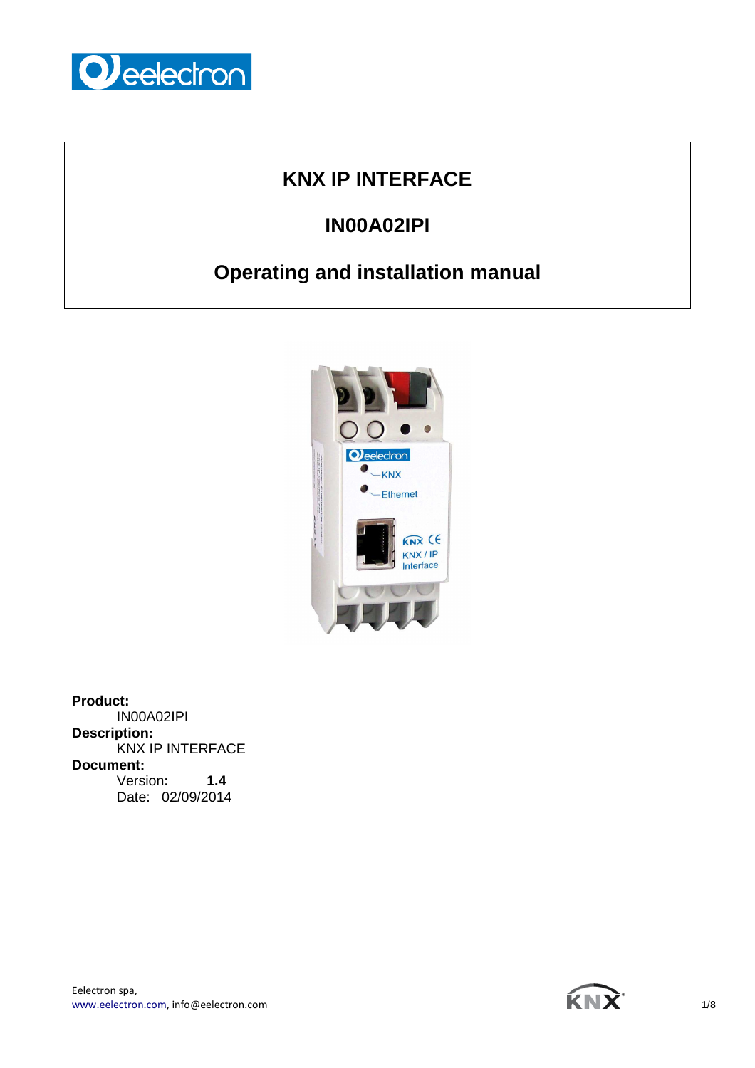# KNX IP INTERFACE

## IN00A02IPI

## Operating and installation manual

**Product:**
IN00A02IPI

**Description:**
KNX IP INTERFACE

**Document:**
Version: **1.4**
Date: 02/09/2014

Eelectron spa,
www.eelectron.com, info@eelectron.com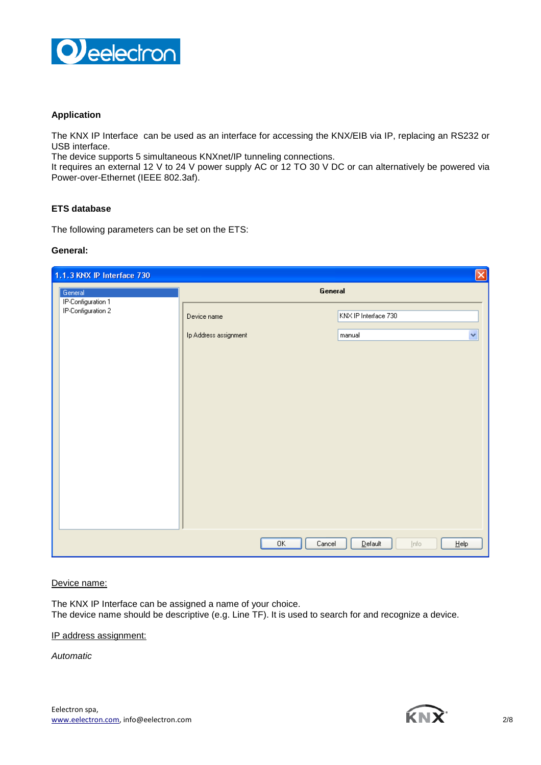## Application

The KNX IP Interface  can be used as an interface for accessing the KNX/EIB via IP, replacing an RS232 or USB interface.
The device supports 5 simultaneous KNXnet/IP tunneling connections.
It requires an external 12 V to 24 V power supply AC or 12 TO 30 V DC or can alternatively be powered via Power-over-Ethernet (IEEE 802.3af).

## ETS database

The following parameters can be set on the ETS:

### General:

1.1.3 KNX IP Interface 730

- General
- IP-Configuration 1
- IP-Configuration 2

General

| | |
|---|---|
| Device name | KNX IP Interface 730 |
| Ip Address assignment | manual |

OK | Cancel | Default | Info | Help

<u>Device name:</u>

The KNX IP Interface can be assigned a name of your choice.
The device name should be descriptive (e.g. Line TF). It is used to search for and recognize a device.

<u>IP address assignment:</u>

*Automatic*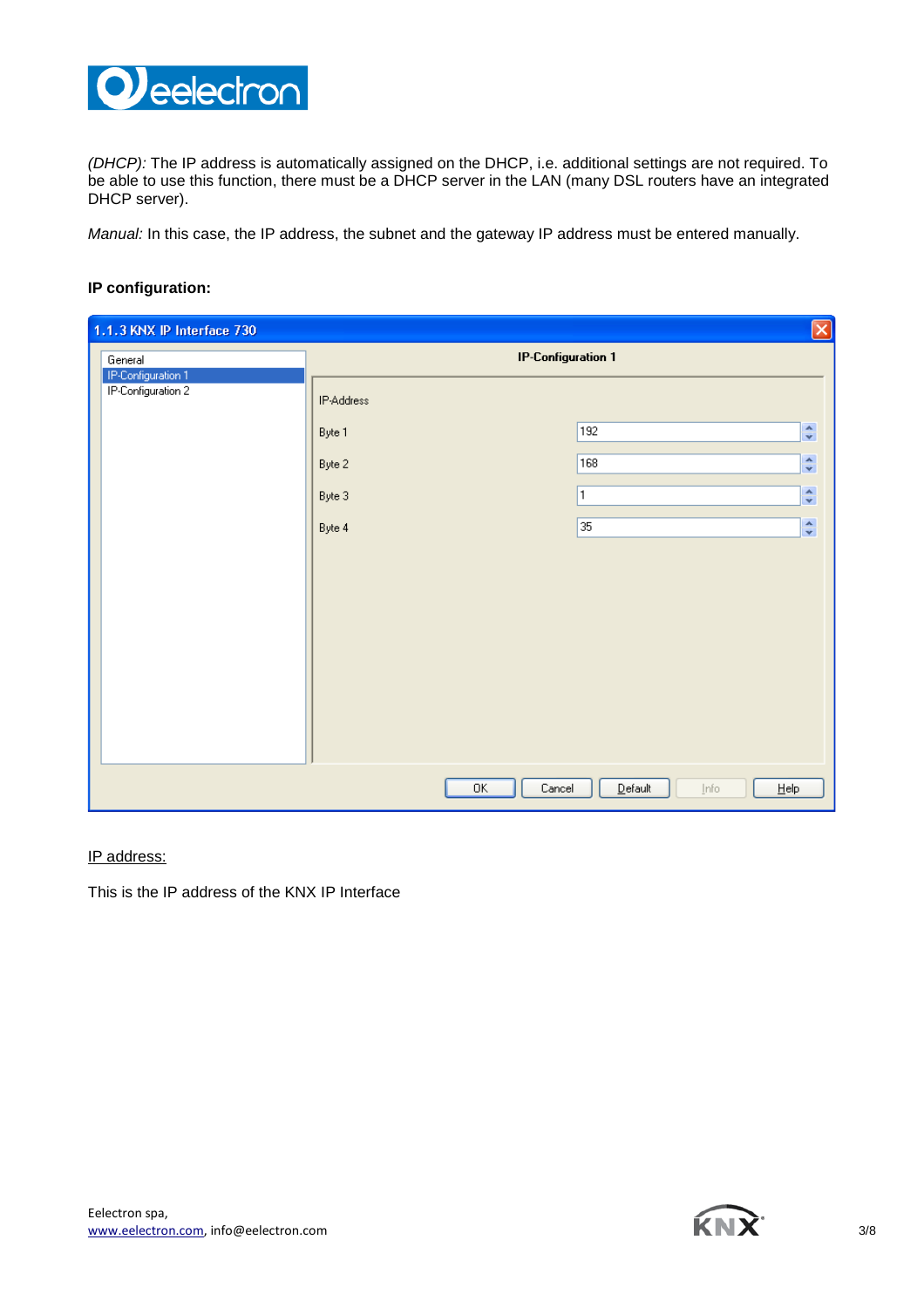*(DHCP):* The IP address is automatically assigned on the DHCP, i.e. additional settings are not required. To be able to use this function, there must be a DHCP server in the LAN (many DSL routers have an integrated DHCP server).

*Manual:* In this case, the IP address, the subnet and the gateway IP address must be entered manually.

**IP configuration:**

**1.1.3 KNX IP Interface 730**

- General
- IP-Configuration 1
- IP-Configuration 2

**IP-Configuration 1**

IP-Address

| Byte | Value |
|---|---|
| Byte 1 | 192 |
| Byte 2 | 168 |
| Byte 3 | 1 |
| Byte 4 | 35 |

OK | Cancel | Default | Info | Help

IP address:

This is the IP address of the KNX IP Interface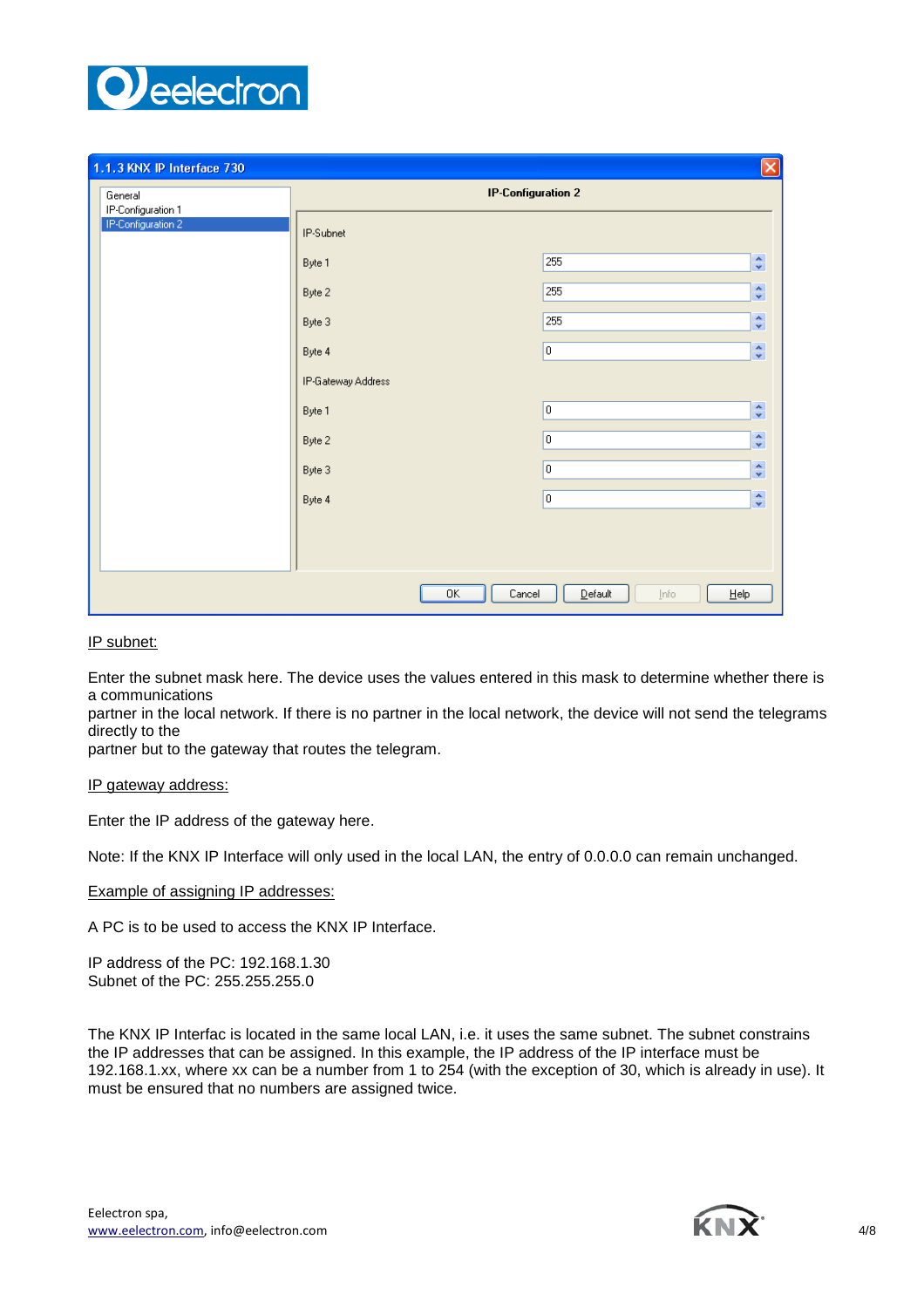1.1.3 KNX IP Interface 730

| | IP-Configuration 2 | |
|---|---|---|
| General | IP-Subnet | |
| IP-Configuration 1 | Byte 1 | 255 |
| IP-Configuration 2 | Byte 2 | 255 |
| | Byte 3 | 255 |
| | Byte 4 | 0 |
| | IP-Gateway Address | |
| | Byte 1 | 0 |
| | Byte 2 | 0 |
| | Byte 3 | 0 |
| | Byte 4 | 0 |

OK Cancel Default Info Help

IP subnet:

Enter the subnet mask here. The device uses the values entered in this mask to determine whether there is a communications
partner in the local network. If there is no partner in the local network, the device will not send the telegrams directly to the
partner but to the gateway that routes the telegram.

IP gateway address:

Enter the IP address of the gateway here.

Note: If the KNX IP Interface will only used in the local LAN, the entry of 0.0.0.0 can remain unchanged.

Example of assigning IP addresses:

A PC is to be used to access the KNX IP Interface.

IP address of the PC: 192.168.1.30
Subnet of the PC: 255.255.255.0

The KNX IP Interfac is located in the same local LAN, i.e. it uses the same subnet. The subnet constrains the IP addresses that can be assigned. In this example, the IP address of the IP interface must be 192.168.1.xx, where xx can be a number from 1 to 254 (with the exception of 30, which is already in use). It must be ensured that no numbers are assigned twice.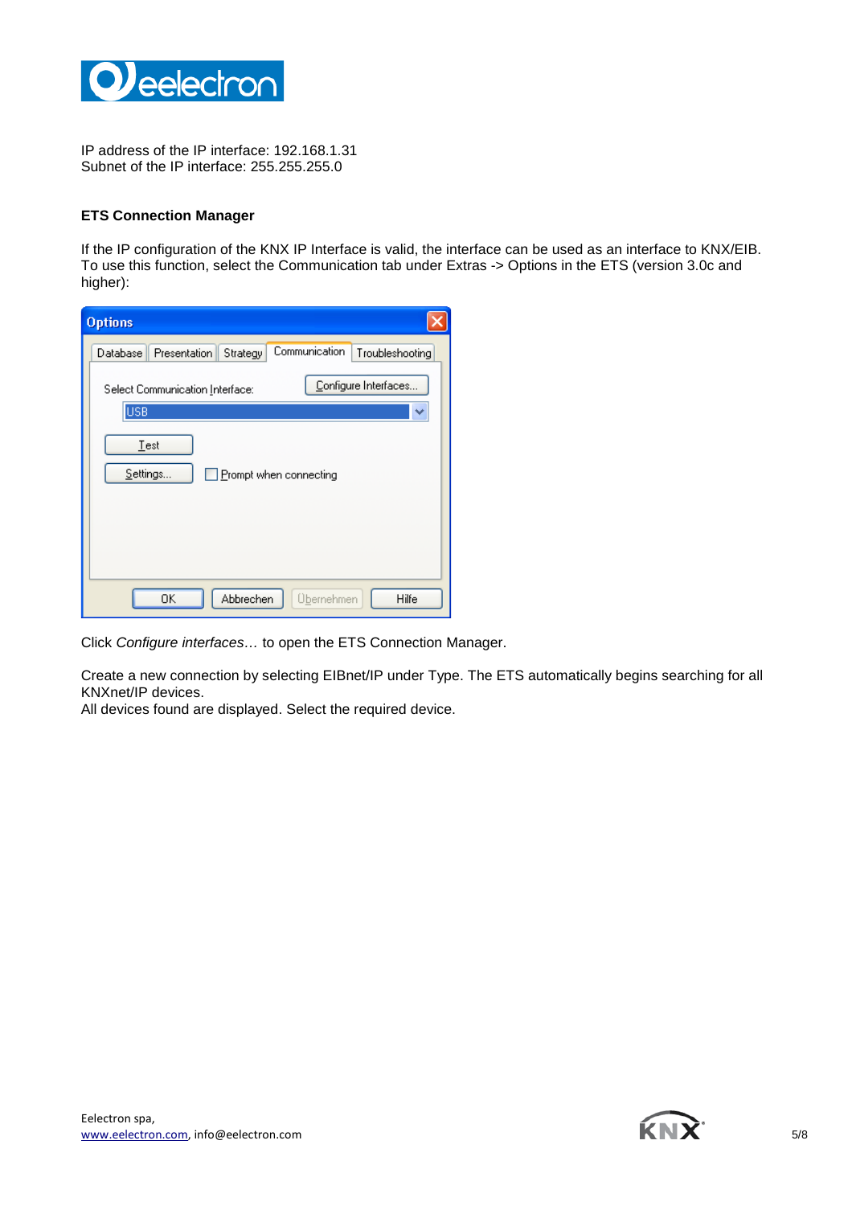IP address of the IP interface: 192.168.1.31
Subnet of the IP interface: 255.255.255.0

**ETS Connection Manager**

If the IP configuration of the KNX IP Interface is valid, the interface can be used as an interface to KNX/EIB. To use this function, select the Communication tab under Extras -> Options in the ETS (version 3.0c and higher):

Click *Configure interfaces…* to open the ETS Connection Manager.

Create a new connection by selecting EIBnet/IP under Type. The ETS automatically begins searching for all KNXnet/IP devices.
All devices found are displayed. Select the required device.

Eelectron spa,
www.eelectron.com, info@eelectron.com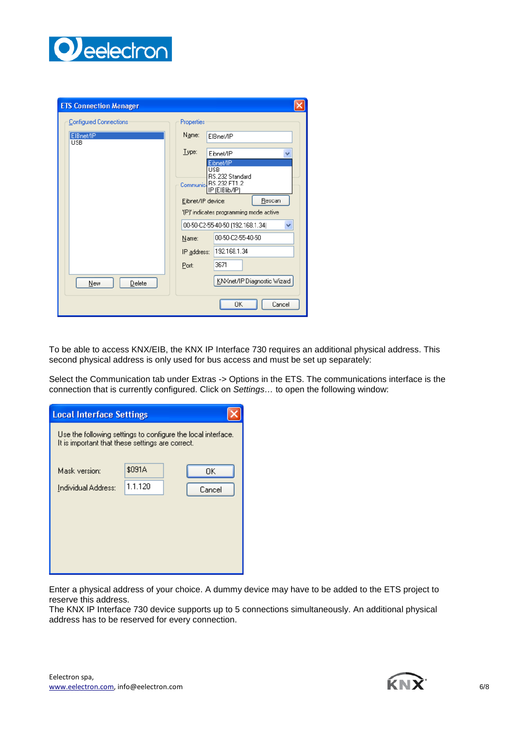To be able to access KNX/EIB, the KNX IP Interface 730 requires an additional physical address. This second physical address is only used for bus access and must be set up separately:

Select the Communication tab under Extras -> Options in the ETS. The communications interface is the connection that is currently configured. Click on *Settings…* to open the following window:

Enter a physical address of your choice. A dummy device may have to be added to the ETS project to reserve this address.
The KNX IP Interface 730 device supports up to 5 connections simultaneously. An additional physical address has to be reserved for every connection.

Eelectron spa,
www.eelectron.com, info@eelectron.com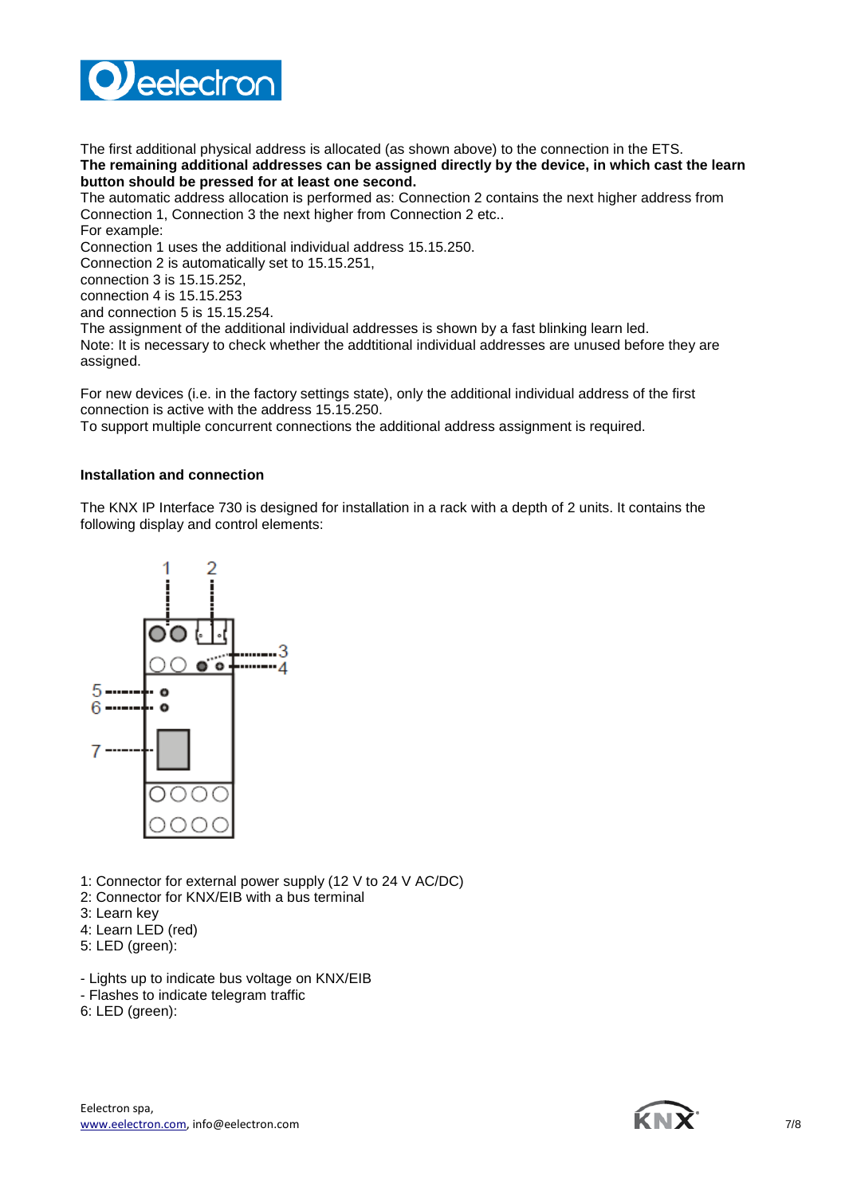The first additional physical address is allocated (as shown above) to the connection in the ETS.
**The remaining additional addresses can be assigned directly by the device, in which cast the learn button should be pressed for at least one second.**
The automatic address allocation is performed as: Connection 2 contains the next higher address from Connection 1, Connection 3 the next higher from Connection 2 etc..
For example:
Connection 1 uses the additional individual address 15.15.250.
Connection 2 is automatically set to 15.15.251,
connection 3 is 15.15.252,
connection 4 is 15.15.253
and connection 5 is 15.15.254.
The assignment of the additional individual addresses is shown by a fast blinking learn led.
Note: It is necessary to check whether the addtitional individual addresses are unused before they are assigned.

For new devices (i.e. in the factory settings state), only the additional individual address of the first connection is active with the address 15.15.250.
To support multiple concurrent connections the additional address assignment is required.

### Installation and connection

The KNX IP Interface 730 is designed for installation in a rack with a depth of 2 units. It contains the following display and control elements:

1: Connector for external power supply (12 V to 24 V AC/DC)
2: Connector for KNX/EIB with a bus terminal
3: Learn key
4: Learn LED (red)
5: LED (green):

- Lights up to indicate bus voltage on KNX/EIB
- Flashes to indicate telegram traffic

6: LED (green):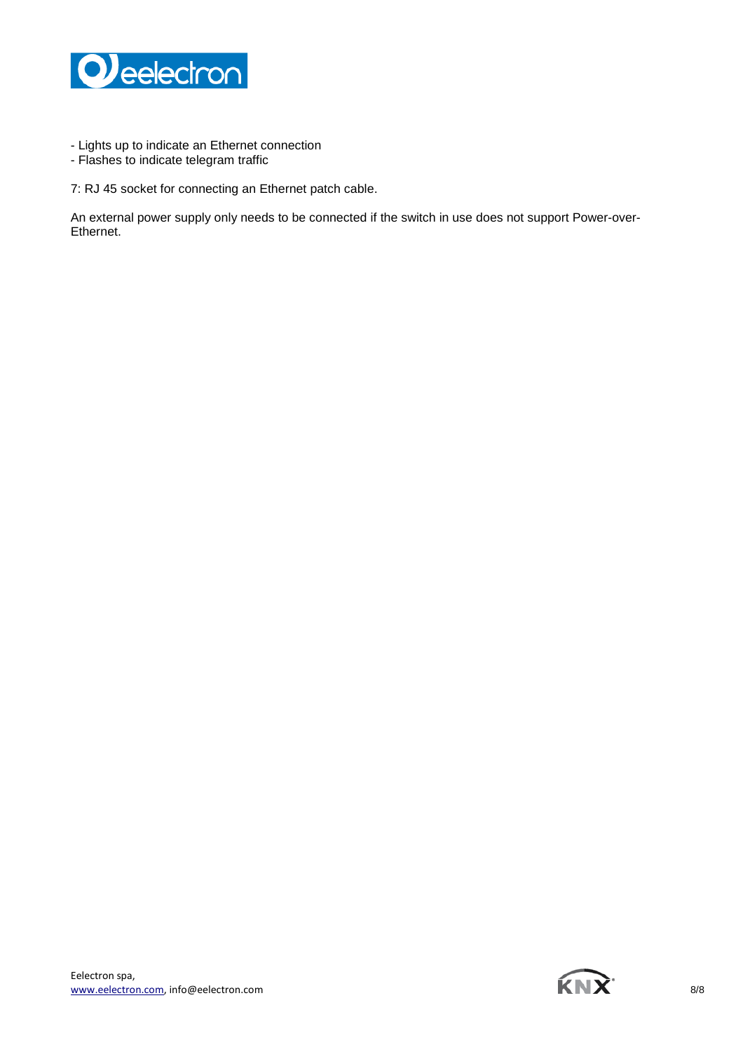- Lights up to indicate an Ethernet connection
- Flashes to indicate telegram traffic

7: RJ 45 socket for connecting an Ethernet patch cable.

An external power supply only needs to be connected if the switch in use does not support Power-over-Ethernet.